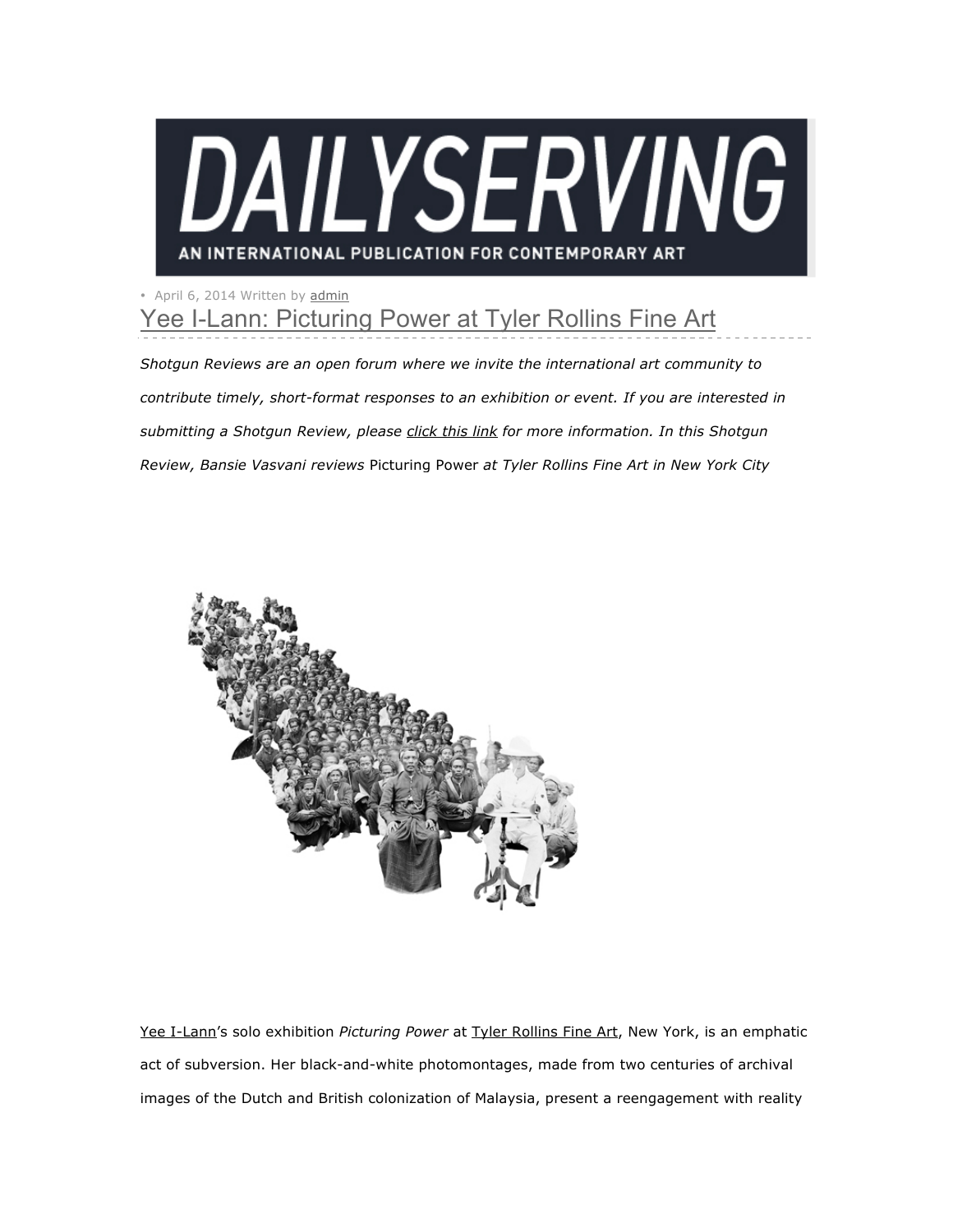# DAILYSERVING

AN INTERNATIONAL PUBLICATION FOR CONTEMPORARY ART

• April 6, 2014 Written by admin

## Yee I-Lann: Picturing Power at Tyler Rollins Fine Art

*Shotgun Reviews are an open forum where we invite the international art community to contribute timely, short-format responses to an exhibition or event. If you are interested in submitting a Shotgun Review, please click this link for more information. In this Shotgun Review, Bansie Vasvani reviews* Picturing Power *at Tyler Rollins Fine Art in New York City*

Yee I-Lann's solo exhibition *Picturing Power* at Tyler Rollins Fine Art, New York, is an emphatic act of subversion. Her black-and-white photomontages, made from two centuries of archival images of the Dutch and British colonization of Malaysia, present a reengagement with reality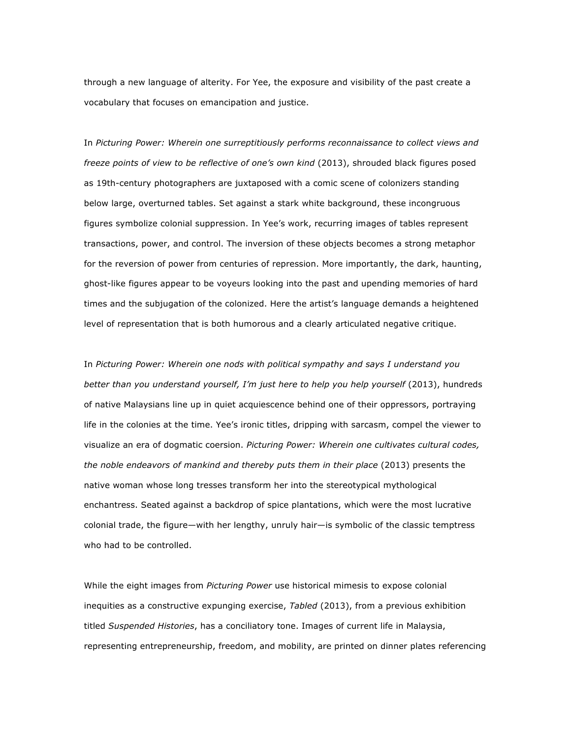through a new language of alterity. For Yee, the exposure and visibility of the past create a vocabulary that focuses on emancipation and justice.

In *Picturing Power: Wherein one surreptitiously performs reconnaissance to collect views and freeze points of view to be reflective of one's own kind* (2013), shrouded black figures posed as 19th-century photographers are juxtaposed with a comic scene of colonizers standing below large, overturned tables. Set against a stark white background, these incongruous figures symbolize colonial suppression. In Yee's work, recurring images of tables represent transactions, power, and control. The inversion of these objects becomes a strong metaphor for the reversion of power from centuries of repression. More importantly, the dark, haunting, ghost-like figures appear to be voyeurs looking into the past and upending memories of hard times and the subjugation of the colonized. Here the artist's language demands a heightened level of representation that is both humorous and a clearly articulated negative critique.

In *Picturing Power: Wherein one nods with political sympathy and says I understand you better than you understand yourself, I'm just here to help you help yourself* (2013), hundreds of native Malaysians line up in quiet acquiescence behind one of their oppressors, portraying life in the colonies at the time. Yee's ironic titles, dripping with sarcasm, compel the viewer to visualize an era of dogmatic coercion. *Picturing Power: Wherein one cultivates cultural codes, the noble endeavors of mankind and thereby puts them in their place* (2013) presents the native woman whose long tresses transform her into the stereotypical mythological enchantress. Seated against a backdrop of spice plantations, which were the most lucrative colonial trade, the figure—with her lengthy, unruly hair—is symbolic of the classic temptress who had to be controlled.

While the eight images from *Picturing Power* use historical mimesis to expose colonial inequities as a constructive expunging exercise, *Tabled* (2013), from a previous exhibition titled *Suspended Histories*, has a conciliatory tone. Images of current life in Malaysia, representing entrepreneurship, freedom, and mobility, are printed on dinner plates referencing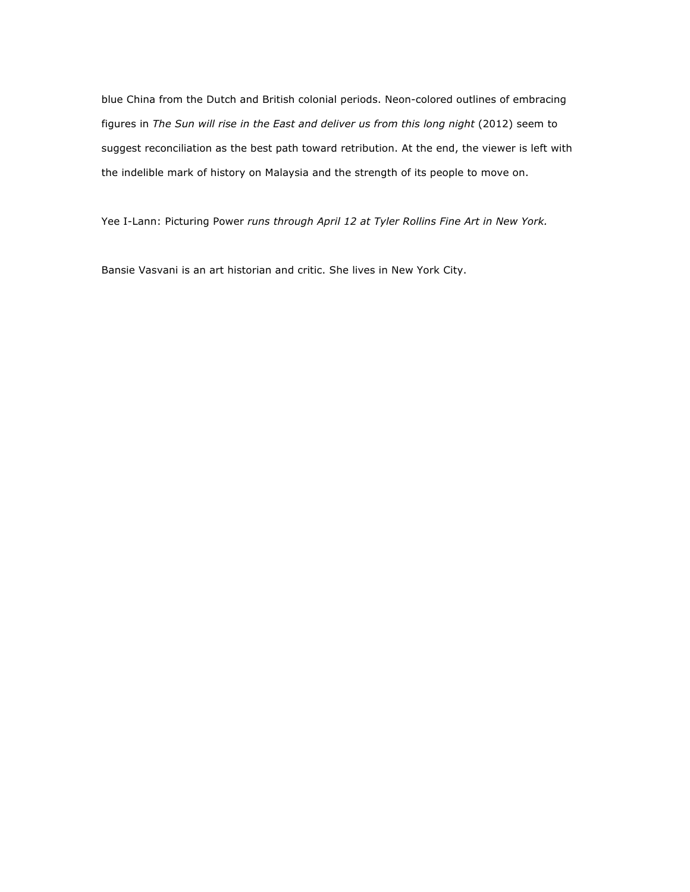blue China from the Dutch and British colonial periods. Neon-colored outlines of embracing figures in *The Sun will rise in the East and deliver us from this long night* (2012) seem to suggest reconciliation as the best path toward retribution. At the end, the viewer is left with the indelible mark of history on Malaysia and the strength of its people to move on.

Yee I-Lann: Picturing Power *runs through April 12 at Tyler Rollins Fine Art in New York.*

Bansie Vasvani is an art historian and critic. She lives in New York City.